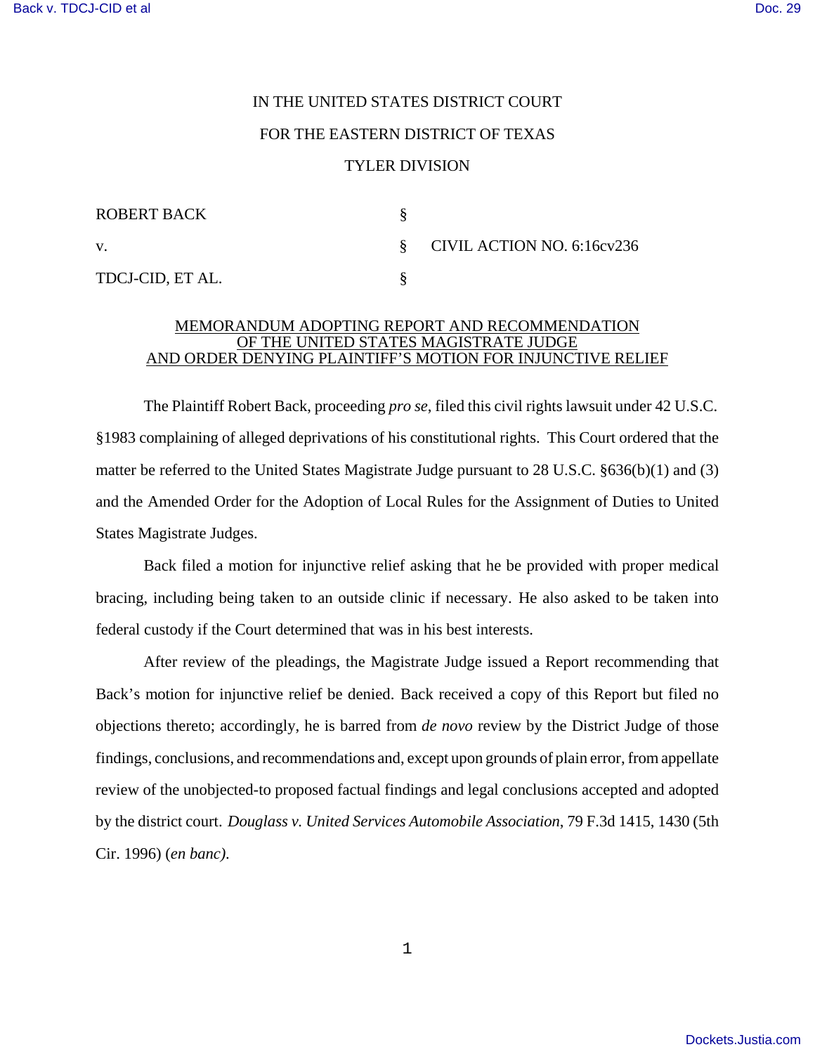IN THE UNITED STATES DISTRICT COURT

FOR THE EASTERN DISTRICT OF TEXAS

TYLER DIVISION

| | | |
|---|---|---|
| ROBERT BACK | § | |
| v. | § | CIVIL ACTION NO. 6:16cv236 |
| TDCJ-CID, ET AL. | § | |

MEMORANDUM ADOPTING REPORT AND RECOMMENDATION OF THE UNITED STATES MAGISTRATE JUDGE AND ORDER DENYING PLAINTIFF'S MOTION FOR INJUNCTIVE RELIEF

The Plaintiff Robert Back, proceeding *pro se*, filed this civil rights lawsuit under 42 U.S.C. §1983 complaining of alleged deprivations of his constitutional rights. This Court ordered that the matter be referred to the United States Magistrate Judge pursuant to 28 U.S.C. §636(b)(1) and (3) and the Amended Order for the Adoption of Local Rules for the Assignment of Duties to United States Magistrate Judges.

Back filed a motion for injunctive relief asking that he be provided with proper medical bracing, including being taken to an outside clinic if necessary. He also asked to be taken into federal custody if the Court determined that was in his best interests.

After review of the pleadings, the Magistrate Judge issued a Report recommending that Back's motion for injunctive relief be denied. Back received a copy of this Report but filed no objections thereto; accordingly, he is barred from *de novo* review by the District Judge of those findings, conclusions, and recommendations and, except upon grounds of plain error, from appellate review of the unobjected-to proposed factual findings and legal conclusions accepted and adopted by the district court. *Douglass v. United Services Automobile Association*, 79 F.3d 1415, 1430 (5th Cir. 1996) (*en banc)*.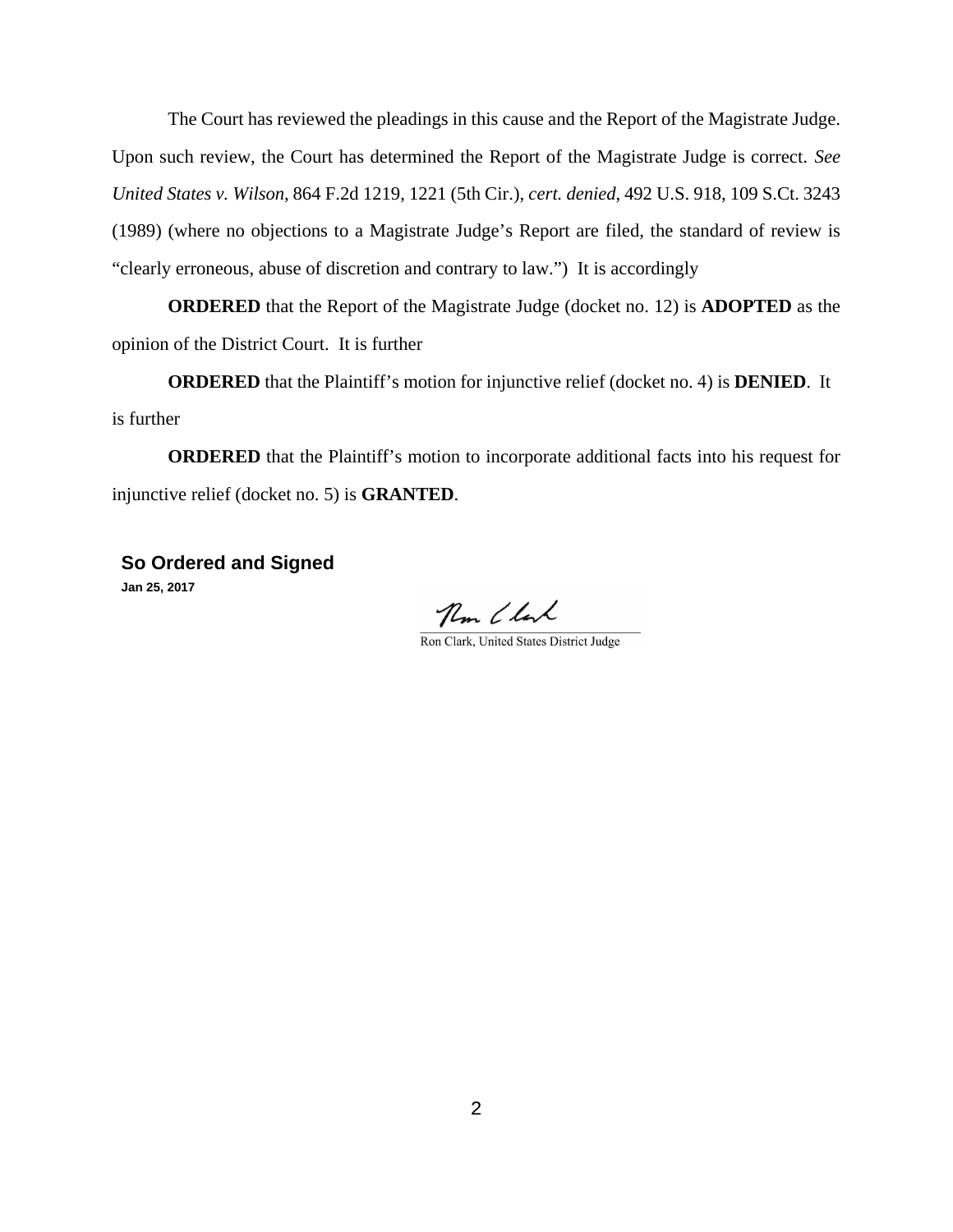The Court has reviewed the pleadings in this cause and the Report of the Magistrate Judge. Upon such review, the Court has determined the Report of the Magistrate Judge is correct. *See United States v. Wilson*, 864 F.2d 1219, 1221 (5th Cir.), *cert. denied*, 492 U.S. 918, 109 S.Ct. 3243 (1989) (where no objections to a Magistrate Judge's Report are filed, the standard of review is "clearly erroneous, abuse of discretion and contrary to law.") It is accordingly

**ORDERED** that the Report of the Magistrate Judge (docket no. 12) is **ADOPTED** as the opinion of the District Court. It is further

**ORDERED** that the Plaintiff's motion for injunctive relief (docket no. 4) is **DENIED**. It is further

**ORDERED** that the Plaintiff's motion to incorporate additional facts into his request for injunctive relief (docket no. 5) is **GRANTED**.

**So Ordered and Signed**

**Jan 25, 2017**

Ron Clark, United States District Judge